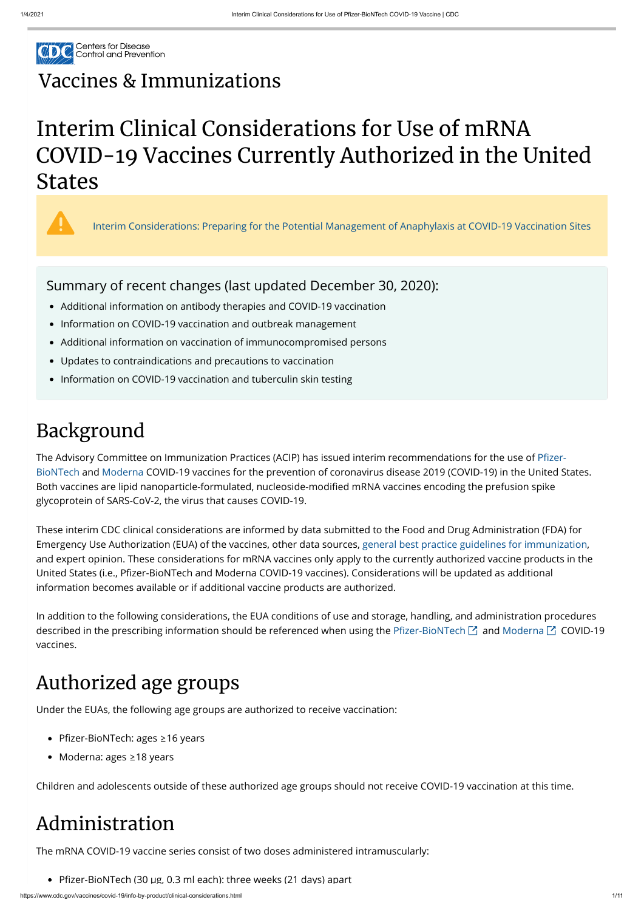Centers for Disease Control and Prevention

# Vaccines & Immunizations

# Interim Clinical Considerations for Use of mRNA COVID-19 Vaccines Currently Authorized in the United States

Interim Considerations: Preparing for the Potential Management of Anaphylaxis at COVID-19 Vaccination Sites

### Summary of recent changes (last updated December 30, 2020):

- Additional information on antibody therapies and COVID-19 vaccination
- Information on COVID-19 vaccination and outbreak management
- Additional information on vaccination of immunocompromised persons
- Updates to contraindications and precautions to vaccination
- Information on COVID-19 vaccination and tuberculin skin testing

## Background

The Advisory Committee on Immunization Practices (ACIP) has issued interim recommendations for the use of Pfizer-BioNTech and Moderna COVID-19 vaccines for the prevention of coronavirus disease 2019 (COVID-19) in the United States. Both vaccines are lipid nanoparticle-formulated, nucleoside-modified mRNA vaccines encoding the prefusion spike glycoprotein of SARS-CoV-2, the virus that causes COVID-19.

These interim CDC clinical considerations are informed by data submitted to the Food and Drug Administration (FDA) for Emergency Use Authorization (EUA) of the vaccines, other data sources, general best practice guidelines for immunization, and expert opinion. These considerations for mRNA vaccines only apply to the currently authorized vaccine products in the United States (i.e., Pfizer-BioNTech and Moderna COVID-19 vaccines). Considerations will be updated as additional information becomes available or if additional vaccine products are authorized.

In addition to the following considerations, the EUA conditions of use and storage, handling, and administration procedures described in the prescribing information should be referenced when using the Pfizer-BioNTech and Moderna COVID-19 vaccines.

## Authorized age groups

Under the EUAs, the following age groups are authorized to receive vaccination:

- Pfizer-BioNTech: ages ≥16 years
- Moderna: ages ≥18 years

Children and adolescents outside of these authorized age groups should not receive COVID-19 vaccination at this time.

## Administration

The mRNA COVID-19 vaccine series consist of two doses administered intramuscularly:

- Pfizer-BioNTech (30 µg, 0.3 ml each): three weeks (21 days) apart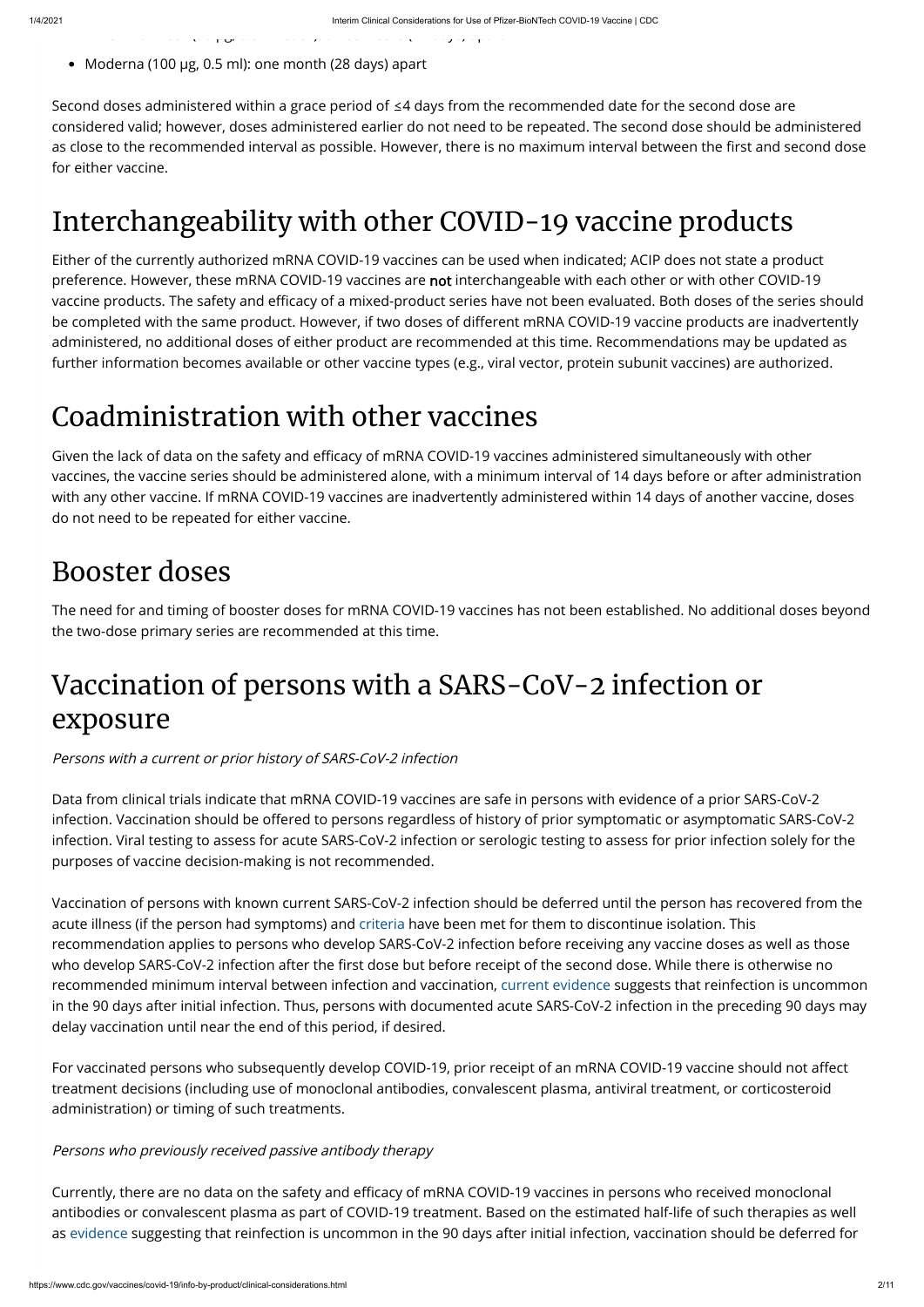- Moderna (100 µg, 0.5 ml): one month (28 days) apart

Second doses administered within a grace period of ≤4 days from the recommended date for the second dose are considered valid; however, doses administered earlier do not need to be repeated. The second dose should be administered as close to the recommended interval as possible. However, there is no maximum interval between the first and second dose for either vaccine.

## Interchangeability with other COVID-19 vaccine products

Either of the currently authorized mRNA COVID-19 vaccines can be used when indicated; ACIP does not state a product preference. However, these mRNA COVID-19 vaccines are **not** interchangeable with each other or with other COVID-19 vaccine products. The safety and efficacy of a mixed-product series have not been evaluated. Both doses of the series should be completed with the same product. However, if two doses of different mRNA COVID-19 vaccine products are inadvertently administered, no additional doses of either product are recommended at this time. Recommendations may be updated as further information becomes available or other vaccine types (e.g., viral vector, protein subunit vaccines) are authorized.

## Coadministration with other vaccines

Given the lack of data on the safety and efficacy of mRNA COVID-19 vaccines administered simultaneously with other vaccines, the vaccine series should be administered alone, with a minimum interval of 14 days before or after administration with any other vaccine. If mRNA COVID-19 vaccines are inadvertently administered within 14 days of another vaccine, doses do not need to be repeated for either vaccine.

## Booster doses

The need for and timing of booster doses for mRNA COVID-19 vaccines has not been established. No additional doses beyond the two-dose primary series are recommended at this time.

## Vaccination of persons with a SARS-CoV-2 infection or exposure

*Persons with a current or prior history of SARS-CoV-2 infection*

Data from clinical trials indicate that mRNA COVID-19 vaccines are safe in persons with evidence of a prior SARS-CoV-2 infection. Vaccination should be offered to persons regardless of history of prior symptomatic or asymptomatic SARS-CoV-2 infection. Viral testing to assess for acute SARS-CoV-2 infection or serologic testing to assess for prior infection solely for the purposes of vaccine decision-making is not recommended.

Vaccination of persons with known current SARS-CoV-2 infection should be deferred until the person has recovered from the acute illness (if the person had symptoms) and criteria have been met for them to discontinue isolation. This recommendation applies to persons who develop SARS-CoV-2 infection before receiving any vaccine doses as well as those who develop SARS-CoV-2 infection after the first dose but before receipt of the second dose. While there is otherwise no recommended minimum interval between infection and vaccination, current evidence suggests that reinfection is uncommon in the 90 days after initial infection. Thus, persons with documented acute SARS-CoV-2 infection in the preceding 90 days may delay vaccination until near the end of this period, if desired.

For vaccinated persons who subsequently develop COVID-19, prior receipt of an mRNA COVID-19 vaccine should not affect treatment decisions (including use of monoclonal antibodies, convalescent plasma, antiviral treatment, or corticosteroid administration) or timing of such treatments.

*Persons who previously received passive antibody therapy*

Currently, there are no data on the safety and efficacy of mRNA COVID-19 vaccines in persons who received monoclonal antibodies or convalescent plasma as part of COVID-19 treatment. Based on the estimated half-life of such therapies as well as evidence suggesting that reinfection is uncommon in the 90 days after initial infection, vaccination should be deferred for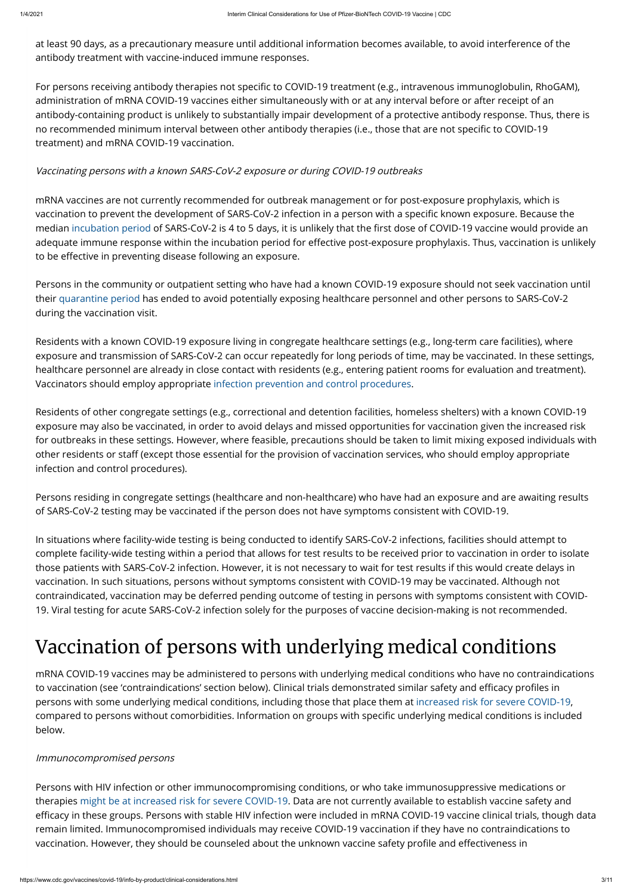at least 90 days, as a precautionary measure until additional information becomes available, to avoid interference of the antibody treatment with vaccine-induced immune responses.

For persons receiving antibody therapies not specific to COVID-19 treatment (e.g., intravenous immunoglobulin, RhoGAM), administration of mRNA COVID-19 vaccines either simultaneously with or at any interval before or after receipt of an antibody-containing product is unlikely to substantially impair development of a protective antibody response. Thus, there is no recommended minimum interval between other antibody therapies (i.e., those that are not specific to COVID-19 treatment) and mRNA COVID-19 vaccination.

### *Vaccinating persons with a known SARS-CoV-2 exposure or during COVID-19 outbreaks*

mRNA vaccines are not currently recommended for outbreak management or for post-exposure prophylaxis, which is vaccination to prevent the development of SARS-CoV-2 infection in a person with a specific known exposure. Because the median incubation period of SARS-CoV-2 is 4 to 5 days, it is unlikely that the first dose of COVID-19 vaccine would provide an adequate immune response within the incubation period for effective post-exposure prophylaxis. Thus, vaccination is unlikely to be effective in preventing disease following an exposure.

Persons in the community or outpatient setting who have had a known COVID-19 exposure should not seek vaccination until their quarantine period has ended to avoid potentially exposing healthcare personnel and other persons to SARS-CoV-2 during the vaccination visit.

Residents with a known COVID-19 exposure living in congregate healthcare settings (e.g., long-term care facilities), where exposure and transmission of SARS-CoV-2 can occur repeatedly for long periods of time, may be vaccinated. In these settings, healthcare personnel are already in close contact with residents (e.g., entering patient rooms for evaluation and treatment). Vaccinators should employ appropriate infection prevention and control procedures.

Residents of other congregate settings (e.g., correctional and detention facilities, homeless shelters) with a known COVID-19 exposure may also be vaccinated, in order to avoid delays and missed opportunities for vaccination given the increased risk for outbreaks in these settings. However, where feasible, precautions should be taken to limit mixing exposed individuals with other residents or staff (except those essential for the provision of vaccination services, who should employ appropriate infection and control procedures).

Persons residing in congregate settings (healthcare and non-healthcare) who have had an exposure and are awaiting results of SARS-CoV-2 testing may be vaccinated if the person does not have symptoms consistent with COVID-19.

In situations where facility-wide testing is being conducted to identify SARS-CoV-2 infections, facilities should attempt to complete facility-wide testing within a period that allows for test results to be received prior to vaccination in order to isolate those patients with SARS-CoV-2 infection. However, it is not necessary to wait for test results if this would create delays in vaccination. In such situations, persons without symptoms consistent with COVID-19 may be vaccinated. Although not contraindicated, vaccination may be deferred pending outcome of testing in persons with symptoms consistent with COVID-19. Viral testing for acute SARS-CoV-2 infection solely for the purposes of vaccine decision-making is not recommended.

## Vaccination of persons with underlying medical conditions

mRNA COVID-19 vaccines may be administered to persons with underlying medical conditions who have no contraindications to vaccination (see 'contraindications' section below). Clinical trials demonstrated similar safety and efficacy profiles in persons with some underlying medical conditions, including those that place them at increased risk for severe COVID-19, compared to persons without comorbidities. Information on groups with specific underlying medical conditions is included below.

### *Immunocompromised persons*

Persons with HIV infection or other immunocompromising conditions, or who take immunosuppressive medications or therapies might be at increased risk for severe COVID-19. Data are not currently available to establish vaccine safety and efficacy in these groups. Persons with stable HIV infection were included in mRNA COVID-19 vaccine clinical trials, though data remain limited. Immunocompromised individuals may receive COVID-19 vaccination if they have no contraindications to vaccination. However, they should be counseled about the unknown vaccine safety profile and effectiveness in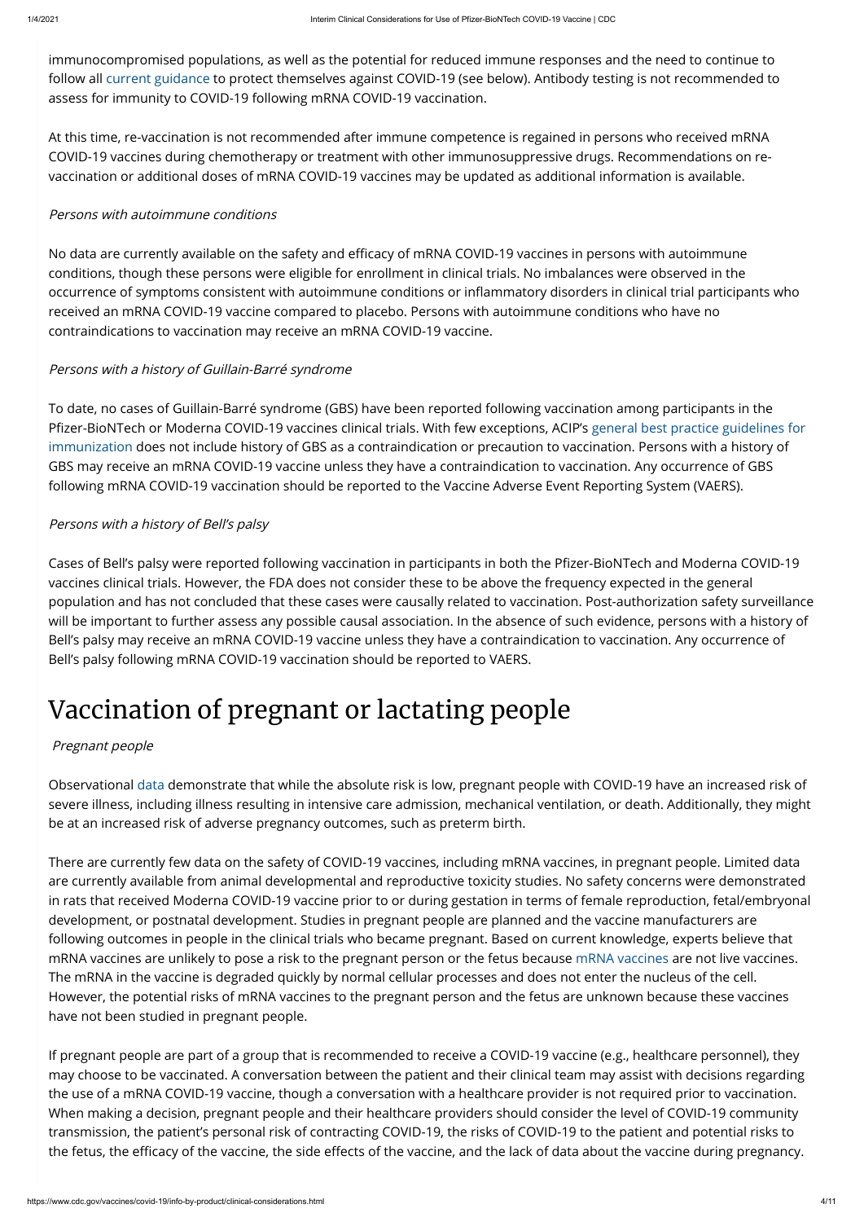immunocompromised populations, as well as the potential for reduced immune responses and the need to continue to follow all current guidance to protect themselves against COVID-19 (see below). Antibody testing is not recommended to assess for immunity to COVID-19 following mRNA COVID-19 vaccination.

At this time, re-vaccination is not recommended after immune competence is regained in persons who received mRNA COVID-19 vaccines during chemotherapy or treatment with other immunosuppressive drugs. Recommendations on re-vaccination or additional doses of mRNA COVID-19 vaccines may be updated as additional information is available.

*Persons with autoimmune conditions*

No data are currently available on the safety and efficacy of mRNA COVID-19 vaccines in persons with autoimmune conditions, though these persons were eligible for enrollment in clinical trials. No imbalances were observed in the occurrence of symptoms consistent with autoimmune conditions or inflammatory disorders in clinical trial participants who received an mRNA COVID-19 vaccine compared to placebo. Persons with autoimmune conditions who have no contraindications to vaccination may receive an mRNA COVID-19 vaccine.

*Persons with a history of Guillain-Barré syndrome*

To date, no cases of Guillain-Barré syndrome (GBS) have been reported following vaccination among participants in the Pfizer-BioNTech or Moderna COVID-19 vaccines clinical trials. With few exceptions, ACIP's general best practice guidelines for immunization does not include history of GBS as a contraindication or precaution to vaccination. Persons with a history of GBS may receive an mRNA COVID-19 vaccine unless they have a contraindication to vaccination. Any occurrence of GBS following mRNA COVID-19 vaccination should be reported to the Vaccine Adverse Event Reporting System (VAERS).

*Persons with a history of Bell's palsy*

Cases of Bell's palsy were reported following vaccination in participants in both the Pfizer-BioNTech and Moderna COVID-19 vaccines clinical trials. However, the FDA does not consider these to be above the frequency expected in the general population and has not concluded that these cases were causally related to vaccination. Post-authorization safety surveillance will be important to further assess any possible causal association. In the absence of such evidence, persons with a history of Bell's palsy may receive an mRNA COVID-19 vaccine unless they have a contraindication to vaccination. Any occurrence of Bell's palsy following mRNA COVID-19 vaccination should be reported to VAERS.

# Vaccination of pregnant or lactating people

*Pregnant people*

Observational data demonstrate that while the absolute risk is low, pregnant people with COVID-19 have an increased risk of severe illness, including illness resulting in intensive care admission, mechanical ventilation, or death. Additionally, they might be at an increased risk of adverse pregnancy outcomes, such as preterm birth.

There are currently few data on the safety of COVID-19 vaccines, including mRNA vaccines, in pregnant people. Limited data are currently available from animal developmental and reproductive toxicity studies. No safety concerns were demonstrated in rats that received Moderna COVID-19 vaccine prior to or during gestation in terms of female reproduction, fetal/embryonal development, or postnatal development. Studies in pregnant people are planned and the vaccine manufacturers are following outcomes in people in the clinical trials who became pregnant. Based on current knowledge, experts believe that mRNA vaccines are unlikely to pose a risk to the pregnant person or the fetus because mRNA vaccines are not live vaccines. The mRNA in the vaccine is degraded quickly by normal cellular processes and does not enter the nucleus of the cell. However, the potential risks of mRNA vaccines to the pregnant person and the fetus are unknown because these vaccines have not been studied in pregnant people.

If pregnant people are part of a group that is recommended to receive a COVID-19 vaccine (e.g., healthcare personnel), they may choose to be vaccinated. A conversation between the patient and their clinical team may assist with decisions regarding the use of a mRNA COVID-19 vaccine, though a conversation with a healthcare provider is not required prior to vaccination. When making a decision, pregnant people and their healthcare providers should consider the level of COVID-19 community transmission, the patient's personal risk of contracting COVID-19, the risks of COVID-19 to the patient and potential risks to the fetus, the efficacy of the vaccine, the side effects of the vaccine, and the lack of data about the vaccine during pregnancy.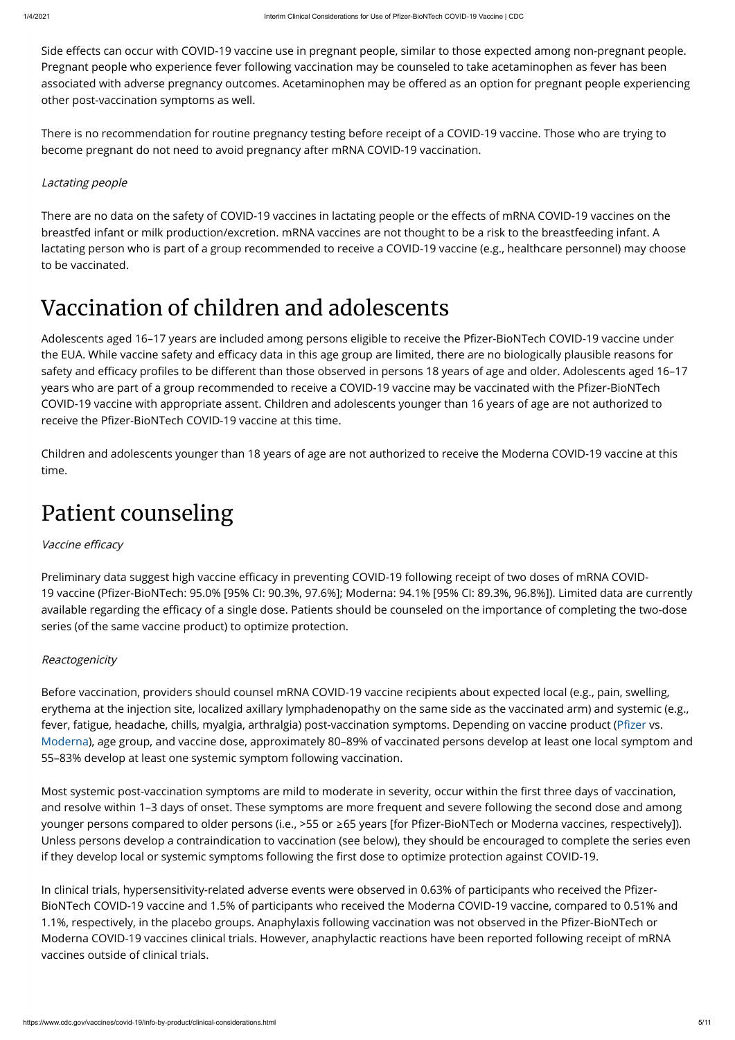Side effects can occur with COVID-19 vaccine use in pregnant people, similar to those expected among non-pregnant people. Pregnant people who experience fever following vaccination may be counseled to take acetaminophen as fever has been associated with adverse pregnancy outcomes. Acetaminophen may be offered as an option for pregnant people experiencing other post-vaccination symptoms as well.

There is no recommendation for routine pregnancy testing before receipt of a COVID-19 vaccine. Those who are trying to become pregnant do not need to avoid pregnancy after mRNA COVID-19 vaccination.

*Lactating people*

There are no data on the safety of COVID-19 vaccines in lactating people or the effects of mRNA COVID-19 vaccines on the breastfed infant or milk production/excretion. mRNA vaccines are not thought to be a risk to the breastfeeding infant. A lactating person who is part of a group recommended to receive a COVID-19 vaccine (e.g., healthcare personnel) may choose to be vaccinated.

# Vaccination of children and adolescents

Adolescents aged 16–17 years are included among persons eligible to receive the Pfizer-BioNTech COVID-19 vaccine under the EUA. While vaccine safety and efficacy data in this age group are limited, there are no biologically plausible reasons for safety and efficacy profiles to be different than those observed in persons 18 years of age and older. Adolescents aged 16–17 years who are part of a group recommended to receive a COVID-19 vaccine may be vaccinated with the Pfizer-BioNTech COVID-19 vaccine with appropriate assent. Children and adolescents younger than 16 years of age are not authorized to receive the Pfizer-BioNTech COVID-19 vaccine at this time.

Children and adolescents younger than 18 years of age are not authorized to receive the Moderna COVID-19 vaccine at this time.

# Patient counseling

*Vaccine efficacy*

Preliminary data suggest high vaccine efficacy in preventing COVID-19 following receipt of two doses of mRNA COVID-19 vaccine (Pfizer-BioNTech: 95.0% [95% CI: 90.3%, 97.6%]; Moderna: 94.1% [95% CI: 89.3%, 96.8%]). Limited data are currently available regarding the efficacy of a single dose. Patients should be counseled on the importance of completing the two-dose series (of the same vaccine product) to optimize protection.

*Reactogenicity*

Before vaccination, providers should counsel mRNA COVID-19 vaccine recipients about expected local (e.g., pain, swelling, erythema at the injection site, localized axillary lymphadenopathy on the same side as the vaccinated arm) and systemic (e.g., fever, fatigue, headache, chills, myalgia, arthralgia) post-vaccination symptoms. Depending on vaccine product (Pfizer vs. Moderna), age group, and vaccine dose, approximately 80–89% of vaccinated persons develop at least one local symptom and 55–83% develop at least one systemic symptom following vaccination.

Most systemic post-vaccination symptoms are mild to moderate in severity, occur within the first three days of vaccination, and resolve within 1–3 days of onset. These symptoms are more frequent and severe following the second dose and among younger persons compared to older persons (i.e., >55 or ≥65 years [for Pfizer-BioNTech or Moderna vaccines, respectively]). Unless persons develop a contraindication to vaccination (see below), they should be encouraged to complete the series even if they develop local or systemic symptoms following the first dose to optimize protection against COVID-19.

In clinical trials, hypersensitivity-related adverse events were observed in 0.63% of participants who received the Pfizer-BioNTech COVID-19 vaccine and 1.5% of participants who received the Moderna COVID-19 vaccine, compared to 0.51% and 1.1%, respectively, in the placebo groups. Anaphylaxis following vaccination was not observed in the Pfizer-BioNTech or Moderna COVID-19 vaccines clinical trials. However, anaphylactic reactions have been reported following receipt of mRNA vaccines outside of clinical trials.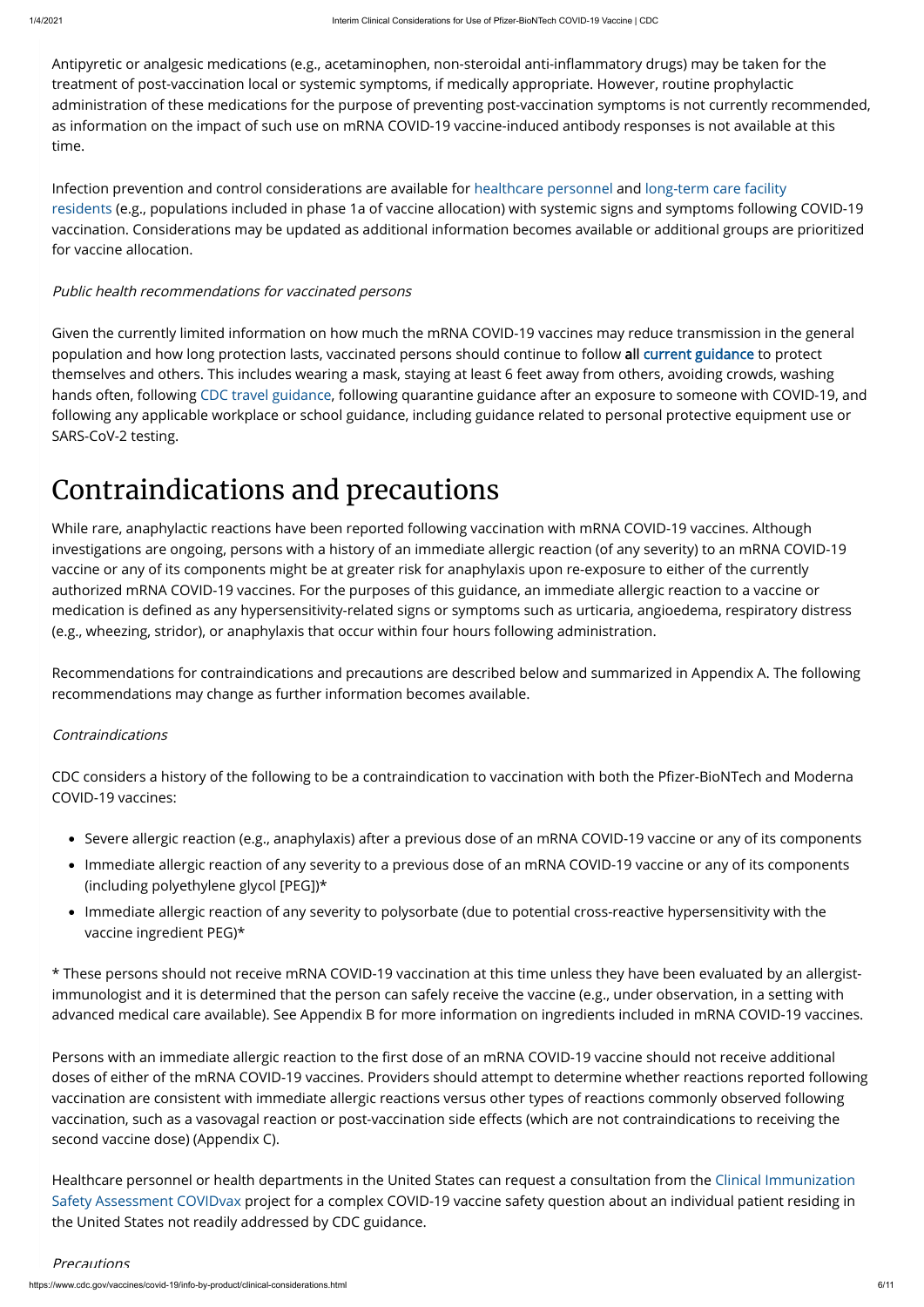Antipyretic or analgesic medications (e.g., acetaminophen, non-steroidal anti-inflammatory drugs) may be taken for the treatment of post-vaccination local or systemic symptoms, if medically appropriate. However, routine prophylactic administration of these medications for the purpose of preventing post-vaccination symptoms is not currently recommended, as information on the impact of such use on mRNA COVID-19 vaccine-induced antibody responses is not available at this time.

Infection prevention and control considerations are available for healthcare personnel and long-term care facility residents (e.g., populations included in phase 1a of vaccine allocation) with systemic signs and symptoms following COVID-19 vaccination. Considerations may be updated as additional information becomes available or additional groups are prioritized for vaccine allocation.

*Public health recommendations for vaccinated persons*

Given the currently limited information on how much the mRNA COVID-19 vaccines may reduce transmission in the general population and how long protection lasts, vaccinated persons should continue to follow **all** current guidance to protect themselves and others. This includes wearing a mask, staying at least 6 feet away from others, avoiding crowds, washing hands often, following CDC travel guidance, following quarantine guidance after an exposure to someone with COVID-19, and following any applicable workplace or school guidance, including guidance related to personal protective equipment use or SARS-CoV-2 testing.

# Contraindications and precautions

While rare, anaphylactic reactions have been reported following vaccination with mRNA COVID-19 vaccines. Although investigations are ongoing, persons with a history of an immediate allergic reaction (of any severity) to an mRNA COVID-19 vaccine or any of its components might be at greater risk for anaphylaxis upon re-exposure to either of the currently authorized mRNA COVID-19 vaccines. For the purposes of this guidance, an immediate allergic reaction to a vaccine or medication is defined as any hypersensitivity-related signs or symptoms such as urticaria, angioedema, respiratory distress (e.g., wheezing, stridor), or anaphylaxis that occur within four hours following administration.

Recommendations for contraindications and precautions are described below and summarized in Appendix A. The following recommendations may change as further information becomes available.

*Contraindications*

CDC considers a history of the following to be a contraindication to vaccination with both the Pfizer-BioNTech and Moderna COVID-19 vaccines:

- Severe allergic reaction (e.g., anaphylaxis) after a previous dose of an mRNA COVID-19 vaccine or any of its components
- Immediate allergic reaction of any severity to a previous dose of an mRNA COVID-19 vaccine or any of its components (including polyethylene glycol [PEG])*
- Immediate allergic reaction of any severity to polysorbate (due to potential cross-reactive hypersensitivity with the vaccine ingredient PEG)*

* These persons should not receive mRNA COVID-19 vaccination at this time unless they have been evaluated by an allergist-immunologist and it is determined that the person can safely receive the vaccine (e.g., under observation, in a setting with advanced medical care available). See Appendix B for more information on ingredients included in mRNA COVID-19 vaccines.

Persons with an immediate allergic reaction to the first dose of an mRNA COVID-19 vaccine should not receive additional doses of either of the mRNA COVID-19 vaccines. Providers should attempt to determine whether reactions reported following vaccination are consistent with immediate allergic reactions versus other types of reactions commonly observed following vaccination, such as a vasovagal reaction or post-vaccination side effects (which are not contraindications to receiving the second vaccine dose) (Appendix C).

Healthcare personnel or health departments in the United States can request a consultation from the Clinical Immunization Safety Assessment COVIDvax project for a complex COVID-19 vaccine safety question about an individual patient residing in the United States not readily addressed by CDC guidance.

*Precautions*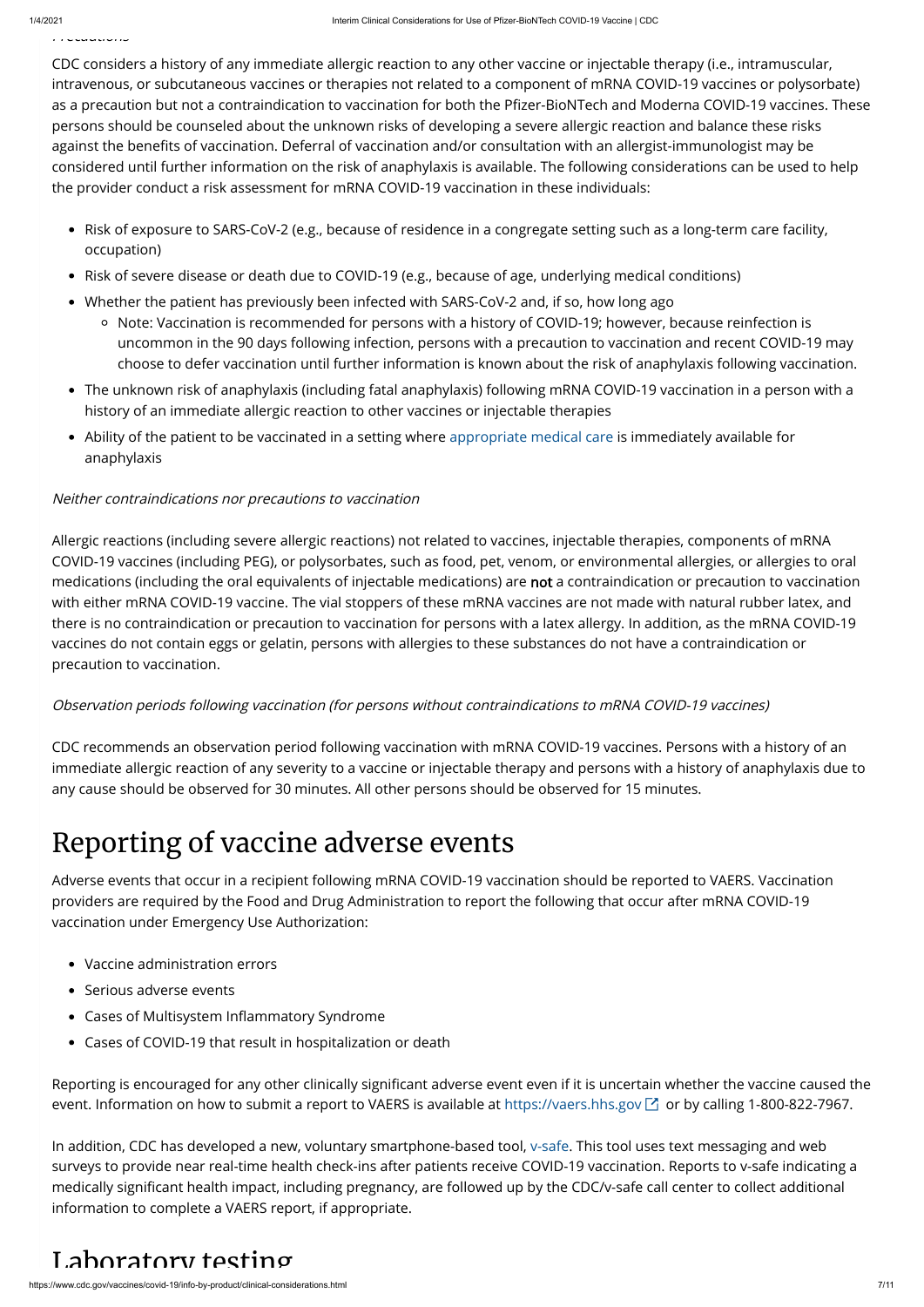CDC considers a history of any immediate allergic reaction to any other vaccine or injectable therapy (i.e., intramuscular, intravenous, or subcutaneous vaccines or therapies not related to a component of mRNA COVID-19 vaccines or polysorbate) as a precaution but not a contraindication to vaccination for both the Pfizer-BioNTech and Moderna COVID-19 vaccines. These persons should be counseled about the unknown risks of developing a severe allergic reaction and balance these risks against the benefits of vaccination. Deferral of vaccination and/or consultation with an allergist-immunologist may be considered until further information on the risk of anaphylaxis is available. The following considerations can be used to help the provider conduct a risk assessment for mRNA COVID-19 vaccination in these individuals:

- Risk of exposure to SARS-CoV-2 (e.g., because of residence in a congregate setting such as a long-term care facility, occupation)
- Risk of severe disease or death due to COVID-19 (e.g., because of age, underlying medical conditions)
- Whether the patient has previously been infected with SARS-CoV-2 and, if so, how long ago
  - Note: Vaccination is recommended for persons with a history of COVID-19; however, because reinfection is uncommon in the 90 days following infection, persons with a precaution to vaccination and recent COVID-19 may choose to defer vaccination until further information is known about the risk of anaphylaxis following vaccination.
- The unknown risk of anaphylaxis (including fatal anaphylaxis) following mRNA COVID-19 vaccination in a person with a history of an immediate allergic reaction to other vaccines or injectable therapies
- Ability of the patient to be vaccinated in a setting where appropriate medical care is immediately available for anaphylaxis

*Neither contraindications nor precautions to vaccination*

Allergic reactions (including severe allergic reactions) not related to vaccines, injectable therapies, components of mRNA COVID-19 vaccines (including PEG), or polysorbates, such as food, pet, venom, or environmental allergies, or allergies to oral medications (including the oral equivalents of injectable medications) are **not** a contraindication or precaution to vaccination with either mRNA COVID-19 vaccine. The vial stoppers of these mRNA vaccines are not made with natural rubber latex, and there is no contraindication or precaution to vaccination for persons with a latex allergy. In addition, as the mRNA COVID-19 vaccines do not contain eggs or gelatin, persons with allergies to these substances do not have a contraindication or precaution to vaccination.

*Observation periods following vaccination (for persons without contraindications to mRNA COVID-19 vaccines)*

CDC recommends an observation period following vaccination with mRNA COVID-19 vaccines. Persons with a history of an immediate allergic reaction of any severity to a vaccine or injectable therapy and persons with a history of anaphylaxis due to any cause should be observed for 30 minutes. All other persons should be observed for 15 minutes.

# Reporting of vaccine adverse events

Adverse events that occur in a recipient following mRNA COVID-19 vaccination should be reported to VAERS. Vaccination providers are required by the Food and Drug Administration to report the following that occur after mRNA COVID-19 vaccination under Emergency Use Authorization:

- Vaccine administration errors
- Serious adverse events
- Cases of Multisystem Inflammatory Syndrome
- Cases of COVID-19 that result in hospitalization or death

Reporting is encouraged for any other clinically significant adverse event even if it is uncertain whether the vaccine caused the event. Information on how to submit a report to VAERS is available at https://vaers.hhs.gov or by calling 1-800-822-7967.

In addition, CDC has developed a new, voluntary smartphone-based tool, v-safe. This tool uses text messaging and web surveys to provide near real-time health check-ins after patients receive COVID-19 vaccination. Reports to v-safe indicating a medically significant health impact, including pregnancy, are followed up by the CDC/v-safe call center to collect additional information to complete a VAERS report, if appropriate.

# Laboratory testing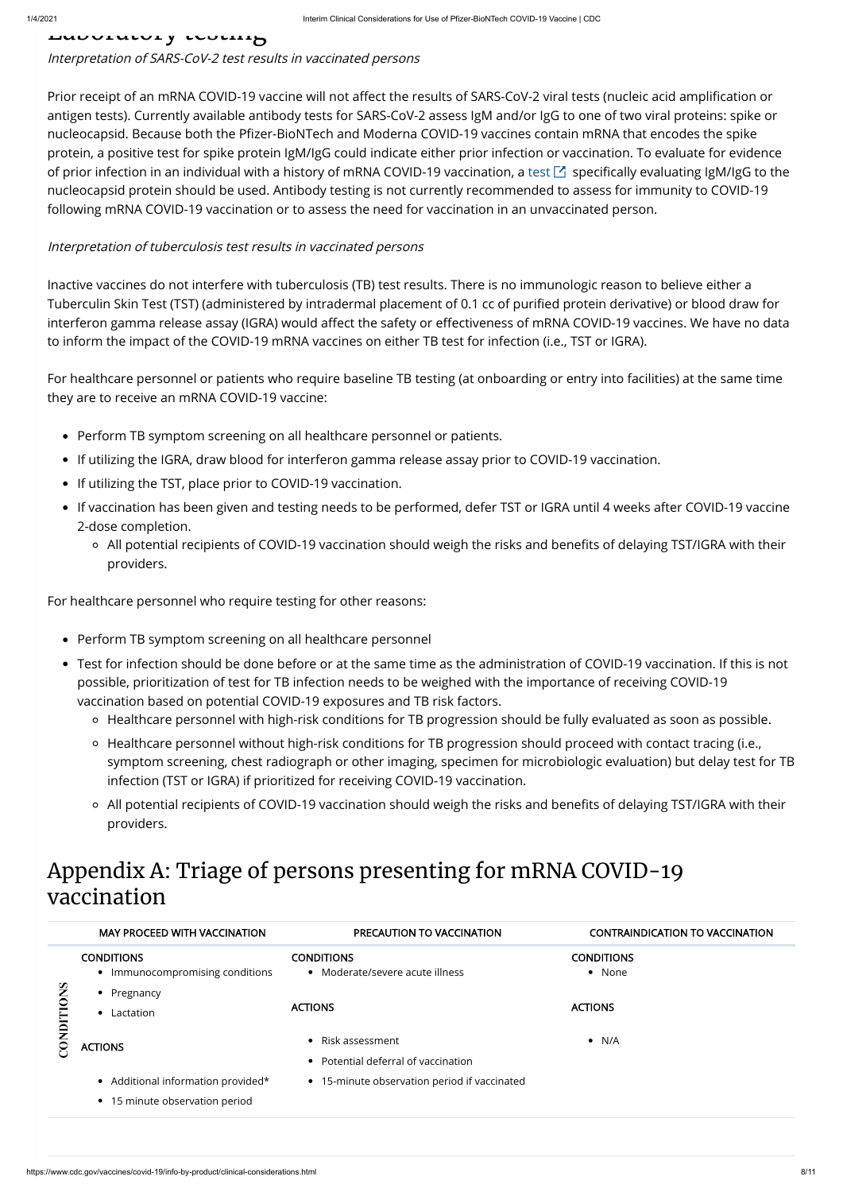## Laboratory testing

*Interpretation of SARS-CoV-2 test results in vaccinated persons*

Prior receipt of an mRNA COVID-19 vaccine will not affect the results of SARS-CoV-2 viral tests (nucleic acid amplification or antigen tests). Currently available antibody tests for SARS-CoV-2 assess IgM and/or IgG to one of two viral proteins: spike or nucleocapsid. Because both the Pfizer-BioNTech and Moderna COVID-19 vaccines contain mRNA that encodes the spike protein, a positive test for spike protein IgM/IgG could indicate either prior infection or vaccination. To evaluate for evidence of prior infection in an individual with a history of mRNA COVID-19 vaccination, a test specifically evaluating IgM/IgG to the nucleocapsid protein should be used. Antibody testing is not currently recommended to assess for immunity to COVID-19 following mRNA COVID-19 vaccination or to assess the need for vaccination in an unvaccinated person.

*Interpretation of tuberculosis test results in vaccinated persons*

Inactive vaccines do not interfere with tuberculosis (TB) test results. There is no immunologic reason to believe either a Tuberculin Skin Test (TST) (administered by intradermal placement of 0.1 cc of purified protein derivative) or blood draw for interferon gamma release assay (IGRA) would affect the safety or effectiveness of mRNA COVID-19 vaccines. We have no data to inform the impact of the COVID-19 mRNA vaccines on either TB test for infection (i.e., TST or IGRA).

For healthcare personnel or patients who require baseline TB testing (at onboarding or entry into facilities) at the same time they are to receive an mRNA COVID-19 vaccine:

- Perform TB symptom screening on all healthcare personnel or patients.
- If utilizing the IGRA, draw blood for interferon gamma release assay prior to COVID-19 vaccination.
- If utilizing the TST, place prior to COVID-19 vaccination.
- If vaccination has been given and testing needs to be performed, defer TST or IGRA until 4 weeks after COVID-19 vaccine 2-dose completion.
  - All potential recipients of COVID-19 vaccination should weigh the risks and benefits of delaying TST/IGRA with their providers.

For healthcare personnel who require testing for other reasons:

- Perform TB symptom screening on all healthcare personnel
- Test for infection should be done before or at the same time as the administration of COVID-19 vaccination. If this is not possible, prioritization of test for TB infection needs to be weighed with the importance of receiving COVID-19 vaccination based on potential COVID-19 exposures and TB risk factors.
  - Healthcare personnel with high-risk conditions for TB progression should be fully evaluated as soon as possible.
  - Healthcare personnel without high-risk conditions for TB progression should proceed with contact tracing (i.e., symptom screening, chest radiograph or other imaging, specimen for microbiologic evaluation) but delay test for TB infection (TST or IGRA) if prioritized for receiving COVID-19 vaccination.
  - All potential recipients of COVID-19 vaccination should weigh the risks and benefits of delaying TST/IGRA with their providers.

# Appendix A: Triage of persons presenting for mRNA COVID-19 vaccination

| | MAY PROCEED WITH VACCINATION | PRECAUTION TO VACCINATION | CONTRAINDICATION TO VACCINATION |
|---|---|---|---|
| CONDITIONS | **CONDITIONS**<br>• Immunocompromising conditions<br>• Pregnancy<br>• Lactation<br><br>**ACTIONS**<br>• Additional information provided*<br>• 15 minute observation period | **CONDITIONS**<br>• Moderate/severe acute illness<br><br>**ACTIONS**<br>• Risk assessment<br>• Potential deferral of vaccination<br>• 15-minute observation period if vaccinated | **CONDITIONS**<br>• None<br><br>**ACTIONS**<br>• N/A |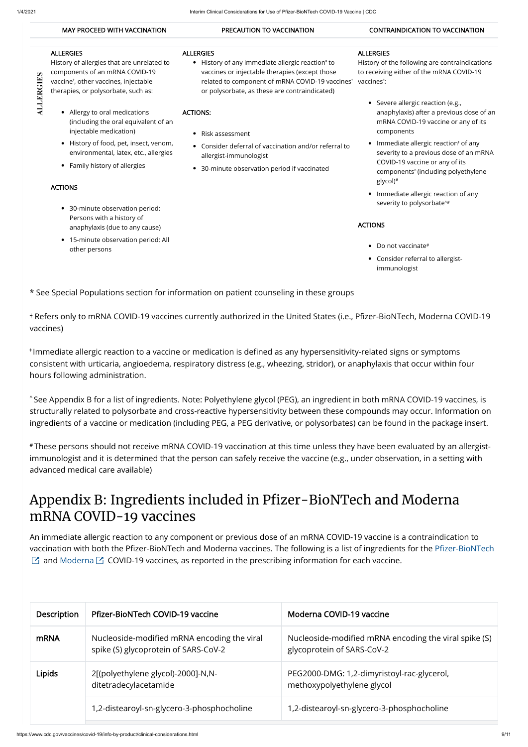| | MAY PROCEED WITH VACCINATION | PRECAUTION TO VACCINATION | CONTRAINDICATION TO VACCINATION |
|---|---|---|---|
| ALLERGIES | ALLERGIES<br>History of allergies that are unrelated to components of an mRNA COVID-19 vaccine†, other vaccines, injectable therapies, or polysorbate, such as:<br>• Allergy to oral medications (including the oral equivalent of an injectable medication)<br>• History of food, pet, insect, venom, environmental, latex, etc., allergies<br>• Family history of allergies<br><br>ACTIONS<br>• 30-minute observation period: Persons with a history of anaphylaxis (due to any cause)<br>• 15-minute observation period: All other persons | ALLERGIES<br>• History of any immediate allergic reaction‡ to vaccines or injectable therapies (except those related to component of mRNA COVID-19 vaccines† or polysorbate, as these are contraindicated)<br><br>ACTIONS:<br>• Risk assessment<br>• Consider deferral of vaccination and/or referral to allergist-immunologist<br>• 30-minute observation period if vaccinated | ALLERGIES<br>History of the following are contraindications to receiving either of the mRNA COVID-19 vaccines†:<br>• Severe allergic reaction (e.g., anaphylaxis) after a previous dose of an mRNA COVID-19 vaccine or any of its components<br>• Immediate allergic reaction‡ of any severity to a previous dose of an mRNA COVID-19 vaccine or any of its components^ (including polyethylene glycol)#<br>• Immediate allergic reaction of any severity to polysorbate^#<br><br>ACTIONS<br>• Do not vaccinate#<br>• Consider referral to allergist-immunologist |

* See Special Populations section for information on patient counseling in these groups

† Refers only to mRNA COVID-19 vaccines currently authorized in the United States (i.e., Pfizer-BioNTech, Moderna COVID-19 vaccines)

‡ Immediate allergic reaction to a vaccine or medication is defined as any hypersensitivity-related signs or symptoms consistent with urticaria, angioedema, respiratory distress (e.g., wheezing, stridor), or anaphylaxis that occur within four hours following administration.

^ See Appendix B for a list of ingredients. Note: Polyethylene glycol (PEG), an ingredient in both mRNA COVID-19 vaccines, is structurally related to polysorbate and cross-reactive hypersensitivity between these compounds may occur. Information on ingredients of a vaccine or medication (including PEG, a PEG derivative, or polysorbates) can be found in the package insert.

# These persons should not receive mRNA COVID-19 vaccination at this time unless they have been evaluated by an allergist-immunologist and it is determined that the person can safely receive the vaccine (e.g., under observation, in a setting with advanced medical care available)

# Appendix B: Ingredients included in Pfizer-BioNTech and Moderna mRNA COVID-19 vaccines

An immediate allergic reaction to any component or previous dose of an mRNA COVID-19 vaccine is a contraindication to vaccination with both the Pfizer-BioNTech and Moderna vaccines. The following is a list of ingredients for the Pfizer-BioNTech and Moderna COVID-19 vaccines, as reported in the prescribing information for each vaccine.

| Description | Pfizer-BioNTech COVID-19 vaccine | Moderna COVID-19 vaccine |
|---|---|---|
| mRNA | Nucleoside-modified mRNA encoding the viral spike (S) glycoprotein of SARS-CoV-2 | Nucleoside-modified mRNA encoding the viral spike (S) glycoprotein of SARS-CoV-2 |
| Lipids | 2[(polyethylene glycol)-2000]-N,N-ditetradecylacetamide | PEG2000-DMG: 1,2-dimyristoyl-rac-glycerol, methoxypolyethylene glycol |
| | 1,2-distearoyl-sn-glycero-3-phosphocholine | 1,2-distearoyl-sn-glycero-3-phosphocholine |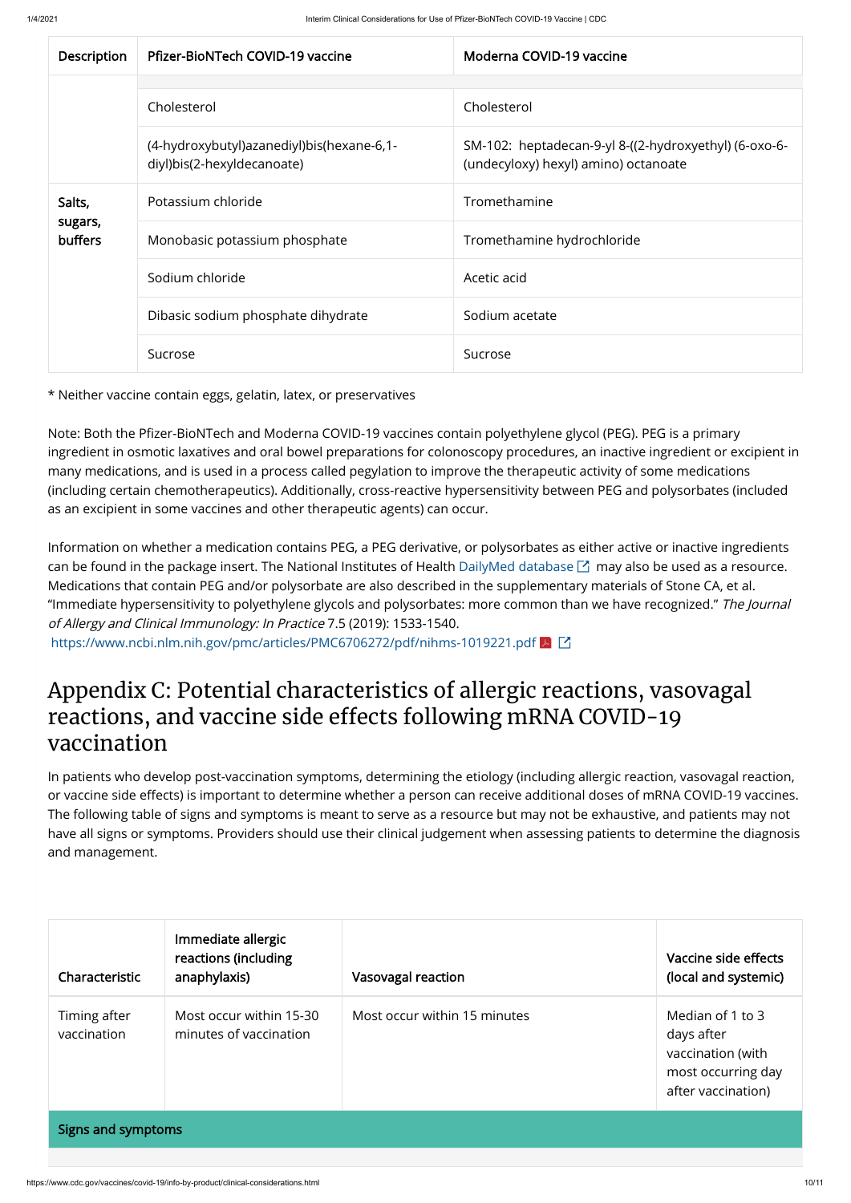| Description | Pfizer-BioNTech COVID-19 vaccine | Moderna COVID-19 vaccine |
|---|---|---|
| | | |
| | Cholesterol | Cholesterol |
| | (4-hydroxybutyl)azanediyl)bis(hexane-6,1-diyl)bis(2-hexyldecanoate) | SM-102: heptadecan-9-yl 8-((2-hydroxyethyl) (6-oxo-6-(undecyloxy) hexyl) amino) octanoate |
| **Salts, sugars, buffers** | Potassium chloride | Tromethamine |
| | Monobasic potassium phosphate | Tromethamine hydrochloride |
| | Sodium chloride | Acetic acid |
| | Dibasic sodium phosphate dihydrate | Sodium acetate |
| | Sucrose | Sucrose |

* Neither vaccine contain eggs, gelatin, latex, or preservatives

Note: Both the Pfizer-BioNTech and Moderna COVID-19 vaccines contain polyethylene glycol (PEG). PEG is a primary ingredient in osmotic laxatives and oral bowel preparations for colonoscopy procedures, an inactive ingredient or excipient in many medications, and is used in a process called pegylation to improve the therapeutic activity of some medications (including certain chemotherapeutics). Additionally, cross-reactive hypersensitivity between PEG and polysorbates (included as an excipient in some vaccines and other therapeutic agents) can occur.

Information on whether a medication contains PEG, a PEG derivative, or polysorbates as either active or inactive ingredients can be found in the package insert. The National Institutes of Health DailyMed database may also be used as a resource. Medications that contain PEG and/or polysorbate are also described in the supplementary materials of Stone CA, et al. "Immediate hypersensitivity to polyethylene glycols and polysorbates: more common than we have recognized." *The Journal of Allergy and Clinical Immunology: In Practice* 7.5 (2019): 1533-1540.
https://www.ncbi.nlm.nih.gov/pmc/articles/PMC6706272/pdf/nihms-1019221.pdf

# Appendix C: Potential characteristics of allergic reactions, vasovagal reactions, and vaccine side effects following mRNA COVID-19 vaccination

In patients who develop post-vaccination symptoms, determining the etiology (including allergic reaction, vasovagal reaction, or vaccine side effects) is important to determine whether a person can receive additional doses of mRNA COVID-19 vaccines. The following table of signs and symptoms is meant to serve as a resource but may not be exhaustive, and patients may not have all signs or symptoms. Providers should use their clinical judgement when assessing patients to determine the diagnosis and management.

| Characteristic | Immediate allergic reactions (including anaphylaxis) | Vasovagal reaction | Vaccine side effects (local and systemic) |
|---|---|---|---|
| Timing after vaccination | Most occur within 15-30 minutes of vaccination | Most occur within 15 minutes | Median of 1 to 3 days after vaccination (with most occurring day after vaccination) |
| **Signs and symptoms** | | | |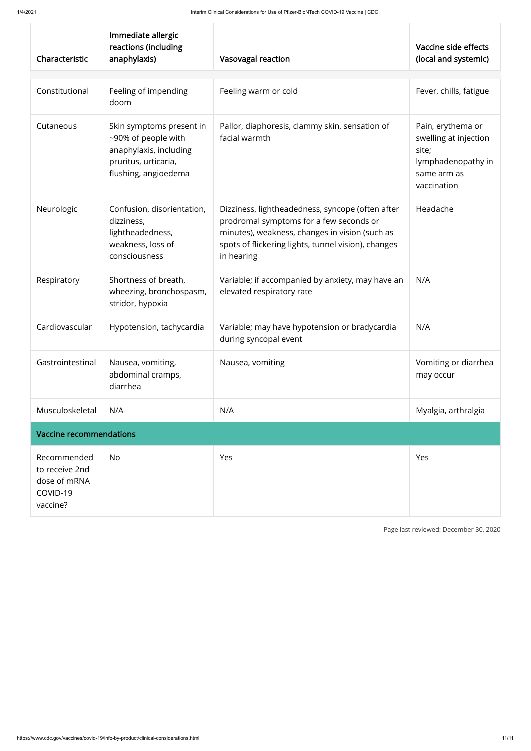| Characteristic | Immediate allergic reactions (including anaphylaxis) | Vasovagal reaction | Vaccine side effects (local and systemic) |
|---|---|---|---|
| Constitutional | Feeling of impending doom | Feeling warm or cold | Fever, chills, fatigue |
| Cutaneous | Skin symptoms present in ~90% of people with anaphylaxis, including pruritus, urticaria, flushing, angioedema | Pallor, diaphoresis, clammy skin, sensation of facial warmth | Pain, erythema or swelling at injection site; lymphadenopathy in same arm as vaccination |
| Neurologic | Confusion, disorientation, dizziness, lightheadedness, weakness, loss of consciousness | Dizziness, lightheadedness, syncope (often after prodromal symptoms for a few seconds or minutes), weakness, changes in vision (such as spots of flickering lights, tunnel vision), changes in hearing | Headache |
| Respiratory | Shortness of breath, wheezing, bronchospasm, stridor, hypoxia | Variable; if accompanied by anxiety, may have an elevated respiratory rate | N/A |
| Cardiovascular | Hypotension, tachycardia | Variable; may have hypotension or bradycardia during syncopal event | N/A |
| Gastrointestinal | Nausea, vomiting, abdominal cramps, diarrhea | Nausea, vomiting | Vomiting or diarrhea may occur |
| Musculoskeletal | N/A | N/A | Myalgia, arthralgia |
| **Vaccine recommendations** | | | |
| Recommended to receive 2nd dose of mRNA COVID-19 vaccine? | No | Yes | Yes |

Page last reviewed: December 30, 2020